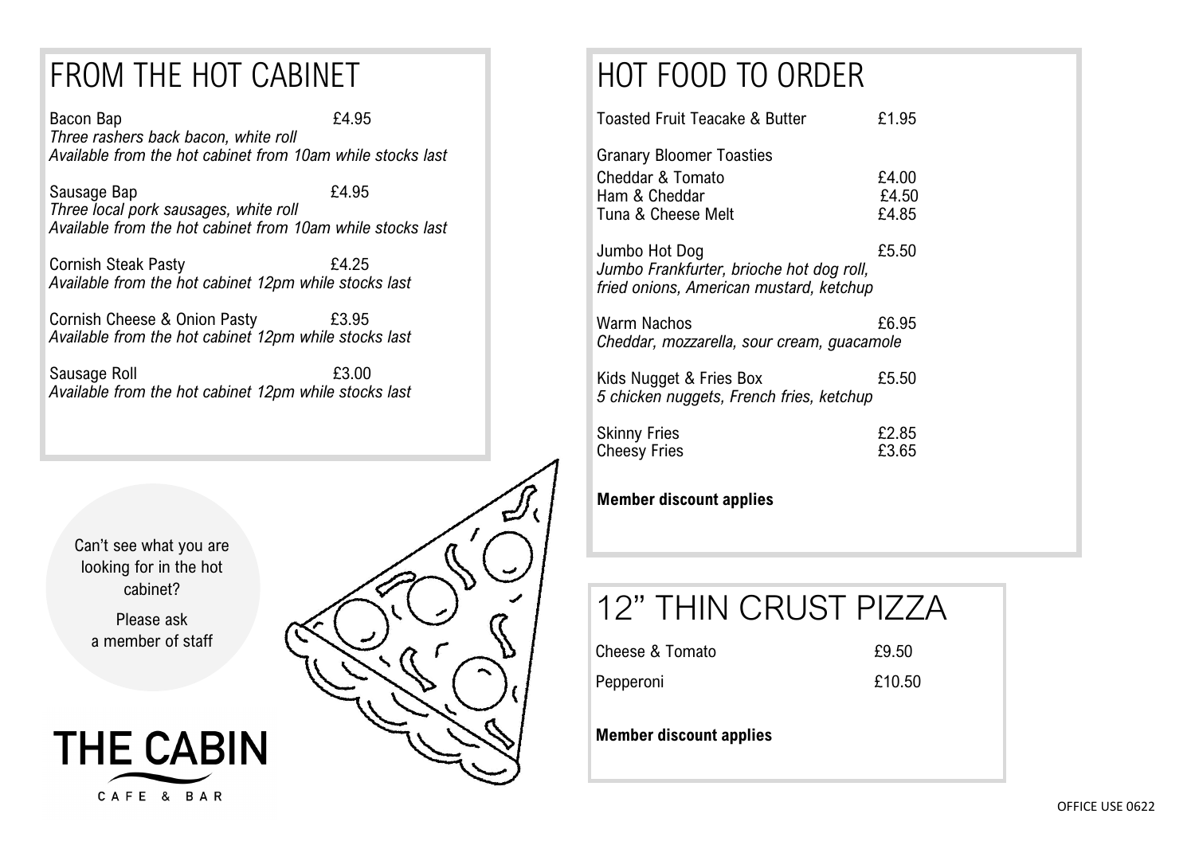## FROM THE HOT CABINET

Bacon Bap £4.95
*Three rashers back bacon, white roll*
*Available from the hot cabinet from 10am while stocks last*

Sausage Bap £4.95
*Three local pork sausages, white roll*
*Available from the hot cabinet from 10am while stocks last*

Cornish Steak Pasty £4.25
*Available from the hot cabinet 12pm while stocks last*

Cornish Cheese & Onion Pasty £3.95
*Available from the hot cabinet 12pm while stocks last*

Sausage Roll £3.00
*Available from the hot cabinet 12pm while stocks last*

Can't see what you are looking for in the hot cabinet?

Please ask a member of staff

**THE CABIN**

CAFE & BAR

## HOT FOOD TO ORDER

Toasted Fruit Teacake & Butter £1.95

Granary Bloomer Toasties

Cheddar & Tomato £4.00
Ham & Cheddar £4.50
Tuna & Cheese Melt £4.85

Jumbo Hot Dog £5.50
*Jumbo Frankfurter, brioche hot dog roll, fried onions, American mustard, ketchup*

Warm Nachos £6.95
*Cheddar, mozzarella, sour cream, guacamole*

Kids Nugget & Fries Box £5.50
*5 chicken nuggets, French fries, ketchup*

Skinny Fries £2.85
Cheesy Fries £3.65

**Member discount applies**

## 12" THIN CRUST PIZZA

Cheese & Tomato £9.50

Pepperoni £10.50

**Member discount applies**

OFFICE USE 0622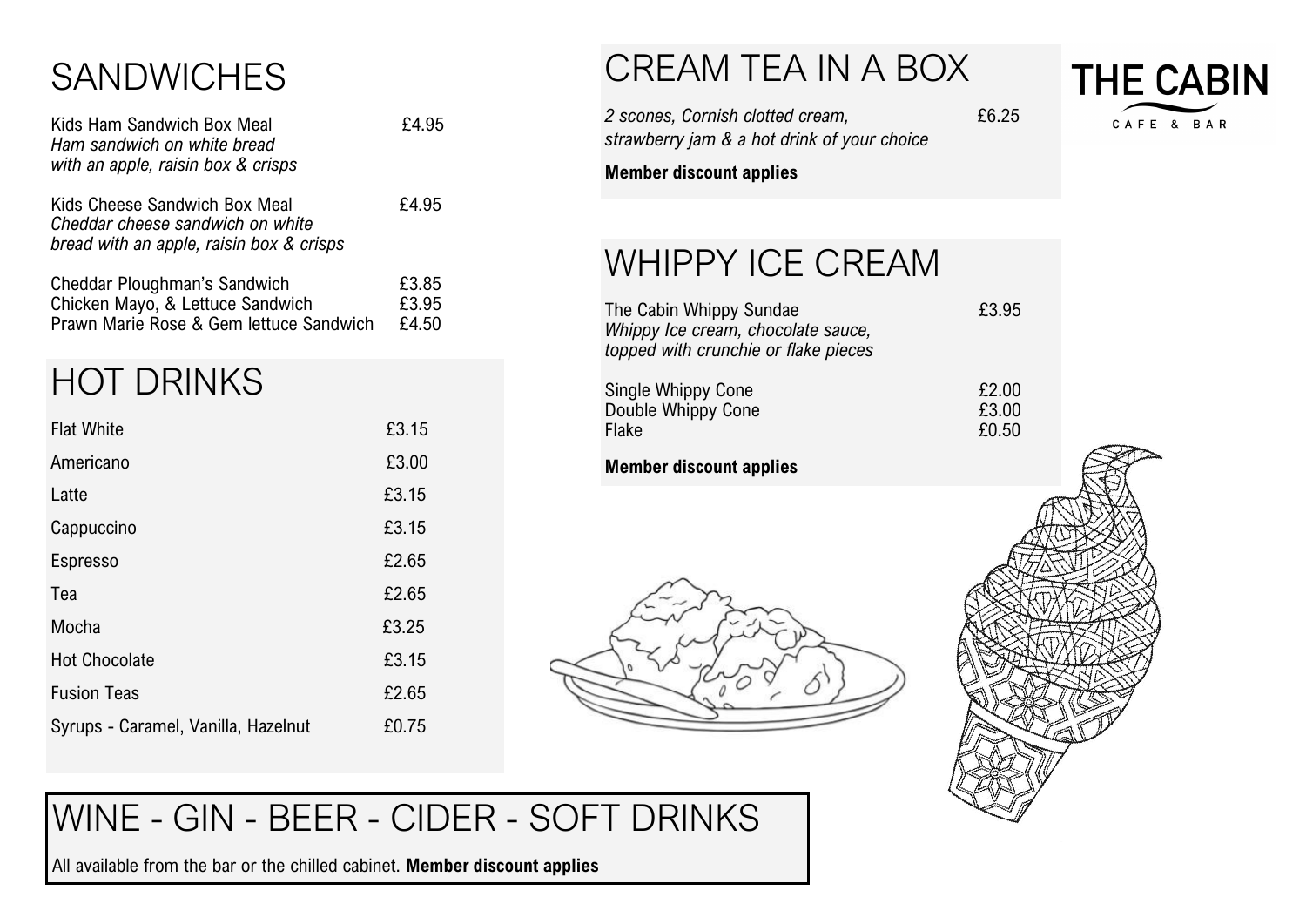# SANDWICHES

| | |
|---|---|
| Kids Ham Sandwich Box Meal<br>*Ham sandwich on white bread with an apple, raisin box & crisps* | £4.95 |
| Kids Cheese Sandwich Box Meal<br>*Cheddar cheese sandwich on white bread with an apple, raisin box & crisps* | £4.95 |
| Cheddar Ploughman's Sandwich | £3.85 |
| Chicken Mayo, & Lettuce Sandwich | £3.95 |
| Prawn Marie Rose & Gem lettuce Sandwich | £4.50 |

# HOT DRINKS

| | |
|---|---|
| Flat White | £3.15 |
| Americano | £3.00 |
| Latte | £3.15 |
| Cappuccino | £3.15 |
| Espresso | £2.65 |
| Tea | £2.65 |
| Mocha | £3.25 |
| Hot Chocolate | £3.15 |
| Fusion Teas | £2.65 |
| Syrups - Caramel, Vanilla, Hazelnut | £0.75 |

# CREAM TEA IN A BOX

| | |
|---|---|
| *2 scones, Cornish clotted cream, strawberry jam & a hot drink of your choice* | £6.25 |

**Member discount applies**

**THE CABIN**

CAFE & BAR

# WHIPPY ICE CREAM

| | |
|---|---|
| The Cabin Whippy Sundae<br>*Whippy Ice cream, chocolate sauce, topped with crunchie or flake pieces* | £3.95 |
| Single Whippy Cone | £2.00 |
| Double Whippy Cone | £3.00 |
| Flake | £0.50 |

**Member discount applies**

# WINE - GIN - BEER - CIDER - SOFT DRINKS

All available from the bar or the chilled cabinet. **Member discount applies**